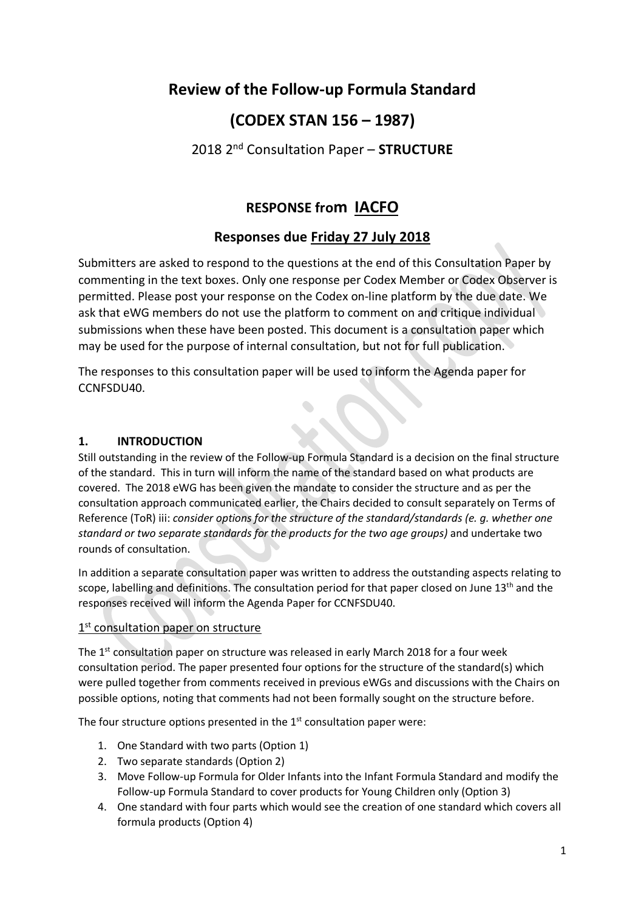# Review of the Follow-up Formula Standard

# (CODEX STAN 156 – 1987)

## 2018 2nd Consultation Paper – **STRUCTURE**

## RESPONSE from <u>IACFO</u>

## Responses due <u>Friday 27 July 2018</u>

Submitters are asked to respond to the questions at the end of this Consultation Paper by commenting in the text boxes. Only one response per Codex Member or Codex Observer is permitted. Please post your response on the Codex on-line platform by the due date. We ask that eWG members do not use the platform to comment on and critique individual submissions when these have been posted. This document is a consultation paper which may be used for the purpose of internal consultation, but not for full publication.

The responses to this consultation paper will be used to inform the Agenda paper for CCNFSDU40.

### 1. INTRODUCTION

Still outstanding in the review of the Follow-up Formula Standard is a decision on the final structure of the standard. This in turn will inform the name of the standard based on what products are covered. The 2018 eWG has been given the mandate to consider the structure and as per the consultation approach communicated earlier, the Chairs decided to consult separately on Terms of Reference (ToR) iii: *consider options for the structure of the standard/standards (e. g. whether one standard or two separate standards for the products for the two age groups)* and undertake two rounds of consultation.

In addition a separate consultation paper was written to address the outstanding aspects relating to scope, labelling and definitions. The consultation period for that paper closed on June 13th and the responses received will inform the Agenda Paper for CCNFSDU40.

<u>1st consultation paper on structure</u>

The 1st consultation paper on structure was released in early March 2018 for a four week consultation period. The paper presented four options for the structure of the standard(s) which were pulled together from comments received in previous eWGs and discussions with the Chairs on possible options, noting that comments had not been formally sought on the structure before.

The four structure options presented in the 1st consultation paper were:

1. One Standard with two parts (Option 1)
2. Two separate standards (Option 2)
3. Move Follow-up Formula for Older Infants into the Infant Formula Standard and modify the Follow-up Formula Standard to cover products for Young Children only (Option 3)
4. One standard with four parts which would see the creation of one standard which covers all formula products (Option 4)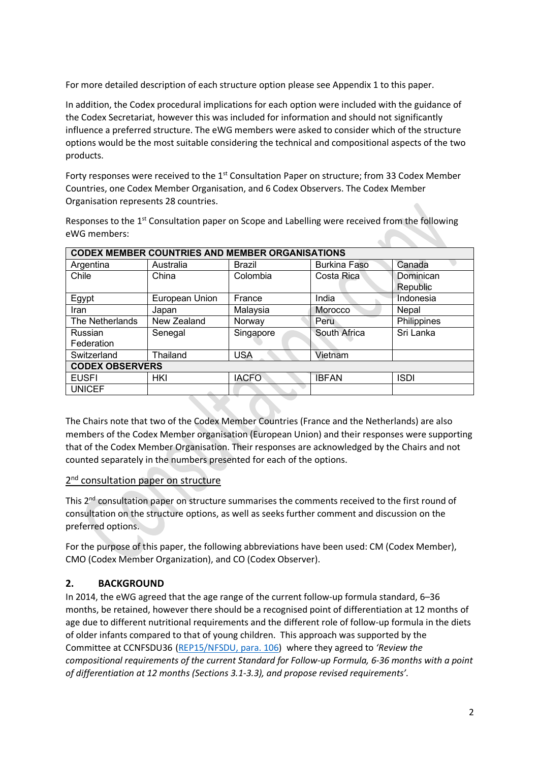For more detailed description of each structure option please see Appendix 1 to this paper.

In addition, the Codex procedural implications for each option were included with the guidance of the Codex Secretariat, however this was included for information and should not significantly influence a preferred structure. The eWG members were asked to consider which of the structure options would be the most suitable considering the technical and compositional aspects of the two products.

Forty responses were received to the 1st Consultation Paper on structure; from 33 Codex Member Countries, one Codex Member Organisation, and 6 Codex Observers. The Codex Member Organisation represents 28 countries.

Responses to the 1st Consultation paper on Scope and Labelling were received from the following eWG members:

| **CODEX MEMBER COUNTRIES AND MEMBER ORGANISATIONS** | | | | |
|---|---|---|---|---|
| Argentina | Australia | Brazil | Burkina Faso | Canada |
| Chile | China | Colombia | Costa Rica | Dominican Republic |
| Egypt | European Union | France | India | Indonesia |
| Iran | Japan | Malaysia | Morocco | Nepal |
| The Netherlands | New Zealand | Norway | Peru | Philippines |
| Russian Federation | Senegal | Singapore | South Africa | Sri Lanka |
| Switzerland | Thailand | USA | Vietnam | |
| **CODEX OBSERVERS** | | | | |
| EUSFI | HKI | IACFO | IBFAN | ISDI |
| UNICEF | | | | |

The Chairs note that two of the Codex Member Countries (France and the Netherlands) are also members of the Codex Member organisation (European Union) and their responses were supporting that of the Codex Member Organisation. Their responses are acknowledged by the Chairs and not counted separately in the numbers presented for each of the options.

### 2nd consultation paper on structure

This 2nd consultation paper on structure summarises the comments received to the first round of consultation on the structure options, as well as seeks further comment and discussion on the preferred options.

For the purpose of this paper, the following abbreviations have been used: CM (Codex Member), CMO (Codex Member Organization), and CO (Codex Observer).

## 2. BACKGROUND

In 2014, the eWG agreed that the age range of the current follow-up formula standard, 6–36 months, be retained, however there should be a recognised point of differentiation at 12 months of age due to different nutritional requirements and the different role of follow-up formula in the diets of older infants compared to that of young children. This approach was supported by the Committee at CCNFSDU36 (REP15/NFSDU, para. 106) where they agreed to *'Review the compositional requirements of the current Standard for Follow-up Formula, 6-36 months with a point of differentiation at 12 months (Sections 3.1-3.3), and propose revised requirements'*.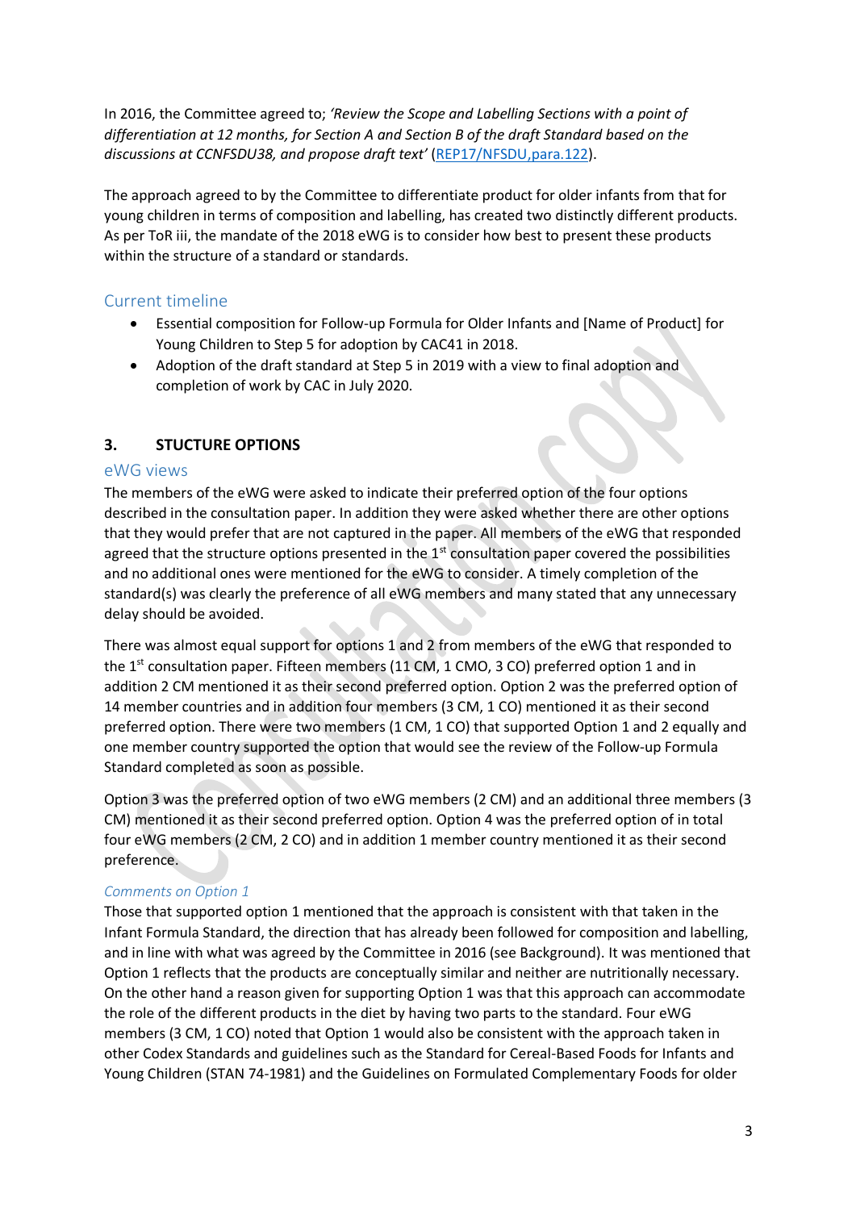In 2016, the Committee agreed to; *'Review the Scope and Labelling Sections with a point of differentiation at 12 months, for Section A and Section B of the draft Standard based on the discussions at CCNFSDU38, and propose draft text'* (REP17/NFSDU,para.122).

The approach agreed to by the Committee to differentiate product for older infants from that for young children in terms of composition and labelling, has created two distinctly different products. As per ToR iii, the mandate of the 2018 eWG is to consider how best to present these products within the structure of a standard or standards.

### Current timeline

- Essential composition for Follow-up Formula for Older Infants and [Name of Product] for Young Children to Step 5 for adoption by CAC41 in 2018.
- Adoption of the draft standard at Step 5 in 2019 with a view to final adoption and completion of work by CAC in July 2020.

## 3. STUCTURE OPTIONS

### eWG views

The members of the eWG were asked to indicate their preferred option of the four options described in the consultation paper. In addition they were asked whether there are other options that they would prefer that are not captured in the paper. All members of the eWG that responded agreed that the structure options presented in the 1st consultation paper covered the possibilities and no additional ones were mentioned for the eWG to consider. A timely completion of the standard(s) was clearly the preference of all eWG members and many stated that any unnecessary delay should be avoided.

There was almost equal support for options 1 and 2 from members of the eWG that responded to the 1st consultation paper. Fifteen members (11 CM, 1 CMO, 3 CO) preferred option 1 and in addition 2 CM mentioned it as their second preferred option. Option 2 was the preferred option of 14 member countries and in addition four members (3 CM, 1 CO) mentioned it as their second preferred option. There were two members (1 CM, 1 CO) that supported Option 1 and 2 equally and one member country supported the option that would see the review of the Follow-up Formula Standard completed as soon as possible.

Option 3 was the preferred option of two eWG members (2 CM) and an additional three members (3 CM) mentioned it as their second preferred option. Option 4 was the preferred option of in total four eWG members (2 CM, 2 CO) and in addition 1 member country mentioned it as their second preference.

#### *Comments on Option 1*

Those that supported option 1 mentioned that the approach is consistent with that taken in the Infant Formula Standard, the direction that has already been followed for composition and labelling, and in line with what was agreed by the Committee in 2016 (see Background). It was mentioned that Option 1 reflects that the products are conceptually similar and neither are nutritionally necessary. On the other hand a reason given for supporting Option 1 was that this approach can accommodate the role of the different products in the diet by having two parts to the standard. Four eWG members (3 CM, 1 CO) noted that Option 1 would also be consistent with the approach taken in other Codex Standards and guidelines such as the Standard for Cereal-Based Foods for Infants and Young Children (STAN 74-1981) and the Guidelines on Formulated Complementary Foods for older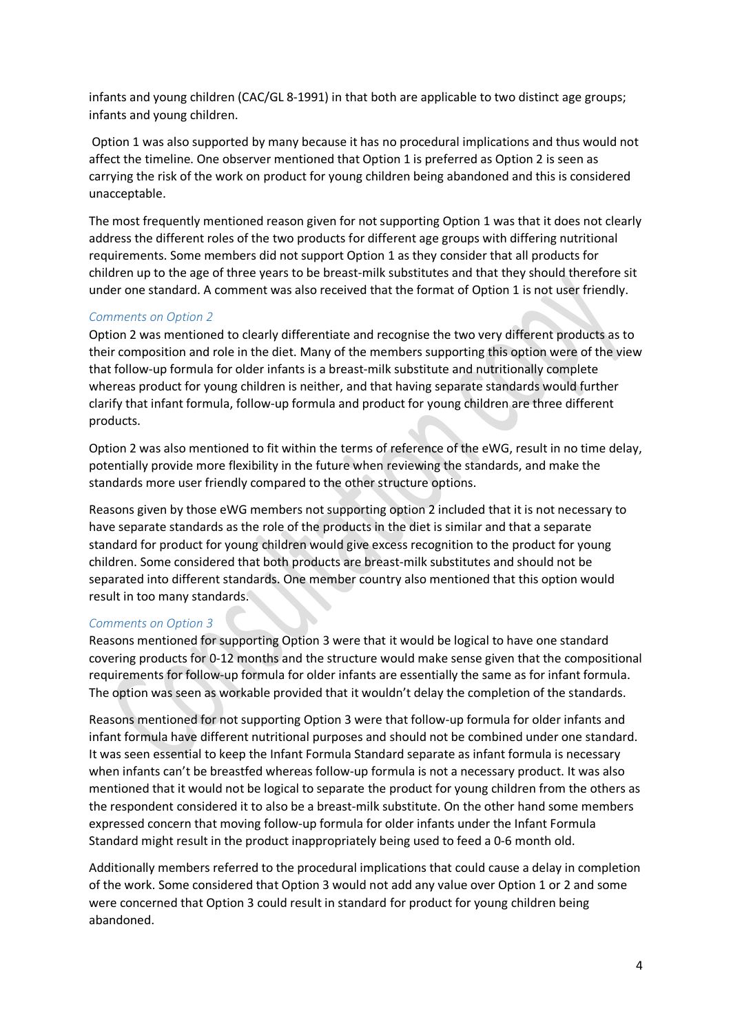infants and young children (CAC/GL 8-1991) in that both are applicable to two distinct age groups; infants and young children.

Option 1 was also supported by many because it has no procedural implications and thus would not affect the timeline. One observer mentioned that Option 1 is preferred as Option 2 is seen as carrying the risk of the work on product for young children being abandoned and this is considered unacceptable.

The most frequently mentioned reason given for not supporting Option 1 was that it does not clearly address the different roles of the two products for different age groups with differing nutritional requirements. Some members did not support Option 1 as they consider that all products for children up to the age of three years to be breast-milk substitutes and that they should therefore sit under one standard. A comment was also received that the format of Option 1 is not user friendly.

*Comments on Option 2*

Option 2 was mentioned to clearly differentiate and recognise the two very different products as to their composition and role in the diet. Many of the members supporting this option were of the view that follow-up formula for older infants is a breast-milk substitute and nutritionally complete whereas product for young children is neither, and that having separate standards would further clarify that infant formula, follow-up formula and product for young children are three different products.

Option 2 was also mentioned to fit within the terms of reference of the eWG, result in no time delay, potentially provide more flexibility in the future when reviewing the standards, and make the standards more user friendly compared to the other structure options.

Reasons given by those eWG members not supporting option 2 included that it is not necessary to have separate standards as the role of the products in the diet is similar and that a separate standard for product for young children would give excess recognition to the product for young children. Some considered that both products are breast-milk substitutes and should not be separated into different standards. One member country also mentioned that this option would result in too many standards.

*Comments on Option 3*

Reasons mentioned for supporting Option 3 were that it would be logical to have one standard covering products for 0-12 months and the structure would make sense given that the compositional requirements for follow-up formula for older infants are essentially the same as for infant formula. The option was seen as workable provided that it wouldn't delay the completion of the standards.

Reasons mentioned for not supporting Option 3 were that follow-up formula for older infants and infant formula have different nutritional purposes and should not be combined under one standard. It was seen essential to keep the Infant Formula Standard separate as infant formula is necessary when infants can't be breastfed whereas follow-up formula is not a necessary product. It was also mentioned that it would not be logical to separate the product for young children from the others as the respondent considered it to also be a breast-milk substitute. On the other hand some members expressed concern that moving follow-up formula for older infants under the Infant Formula Standard might result in the product inappropriately being used to feed a 0-6 month old.

Additionally members referred to the procedural implications that could cause a delay in completion of the work. Some considered that Option 3 would not add any value over Option 1 or 2 and some were concerned that Option 3 could result in standard for product for young children being abandoned.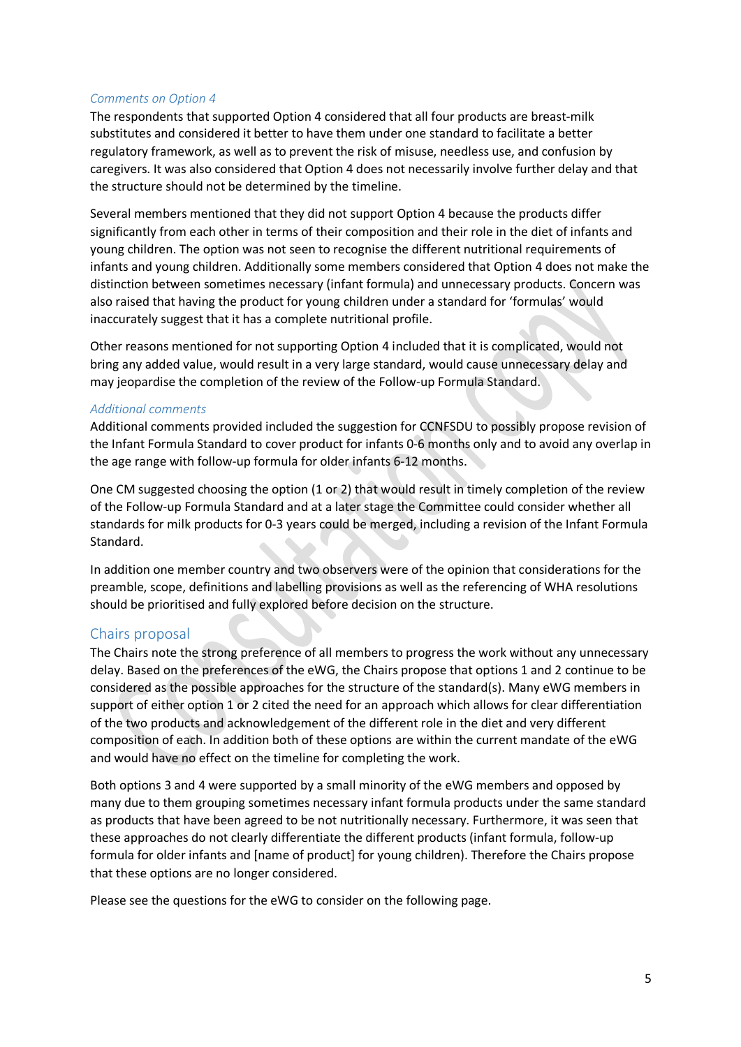*Comments on Option 4*

The respondents that supported Option 4 considered that all four products are breast-milk substitutes and considered it better to have them under one standard to facilitate a better regulatory framework, as well as to prevent the risk of misuse, needless use, and confusion by caregivers. It was also considered that Option 4 does not necessarily involve further delay and that the structure should not be determined by the timeline.

Several members mentioned that they did not support Option 4 because the products differ significantly from each other in terms of their composition and their role in the diet of infants and young children. The option was not seen to recognise the different nutritional requirements of infants and young children. Additionally some members considered that Option 4 does not make the distinction between sometimes necessary (infant formula) and unnecessary products. Concern was also raised that having the product for young children under a standard for 'formulas' would inaccurately suggest that it has a complete nutritional profile.

Other reasons mentioned for not supporting Option 4 included that it is complicated, would not bring any added value, would result in a very large standard, would cause unnecessary delay and may jeopardise the completion of the review of the Follow-up Formula Standard.

*Additional comments*

Additional comments provided included the suggestion for CCNFSDU to possibly propose revision of the Infant Formula Standard to cover product for infants 0-6 months only and to avoid any overlap in the age range with follow-up formula for older infants 6-12 months.

One CM suggested choosing the option (1 or 2) that would result in timely completion of the review of the Follow-up Formula Standard and at a later stage the Committee could consider whether all standards for milk products for 0-3 years could be merged, including a revision of the Infant Formula Standard.

In addition one member country and two observers were of the opinion that considerations for the preamble, scope, definitions and labelling provisions as well as the referencing of WHA resolutions should be prioritised and fully explored before decision on the structure.

## Chairs proposal

The Chairs note the strong preference of all members to progress the work without any unnecessary delay. Based on the preferences of the eWG, the Chairs propose that options 1 and 2 continue to be considered as the possible approaches for the structure of the standard(s). Many eWG members in support of either option 1 or 2 cited the need for an approach which allows for clear differentiation of the two products and acknowledgement of the different role in the diet and very different composition of each. In addition both of these options are within the current mandate of the eWG and would have no effect on the timeline for completing the work.

Both options 3 and 4 were supported by a small minority of the eWG members and opposed by many due to them grouping sometimes necessary infant formula products under the same standard as products that have been agreed to be not nutritionally necessary. Furthermore, it was seen that these approaches do not clearly differentiate the different products (infant formula, follow-up formula for older infants and [name of product] for young children). Therefore the Chairs propose that these options are no longer considered.

Please see the questions for the eWG to consider on the following page.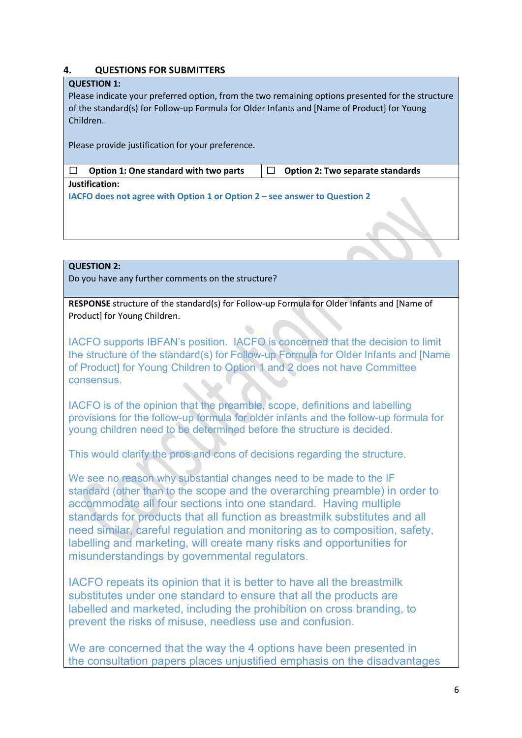## 4. QUESTIONS FOR SUBMITTERS

| **QUESTION 1:** Please indicate your preferred option, from the two remaining options presented for the structure of the standard(s) for Follow-up Formula for Older Infants and [Name of Product] for Young Children. Please provide justification for your preference. | |
|---|---|
| ☐ **Option 1: One standard with two parts** | ☐ **Option 2: Two separate standards** |
| **Justification:** **IACFO does not agree with Option 1 or Option 2 – see answer to Question 2** | |

**QUESTION 2:**
Do you have any further comments on the structure?

**RESPONSE** structure of the standard(s) for Follow-up Formula for Older Infants and [Name of Product] for Young Children.

IACFO supports IBFAN's position. IACFO is concerned that the decision to limit the structure of the standard(s) for Follow-up Formula for Older Infants and [Name of Product] for Young Children to Option 1 and 2 does not have Committee consensus.

IACFO is of the opinion that the preamble, scope, definitions and labelling provisions for the follow-up formula for older infants and the follow-up formula for young children need to be determined before the structure is decided.

This would clarify the pros and cons of decisions regarding the structure.

We see no reason why substantial changes need to be made to the IF standard (other than to the scope and the overarching preamble) in order to accommodate all four sections into one standard. Having multiple standards for products that all function as breastmilk substitutes and all need similar, careful regulation and monitoring as to composition, safety, labelling and marketing, will create many risks and opportunities for misunderstandings by governmental regulators.

IACFO repeats its opinion that it is better to have all the breastmilk substitutes under one standard to ensure that all the products are labelled and marketed, including the prohibition on cross branding, to prevent the risks of misuse, needless use and confusion.

We are concerned that the way the 4 options have been presented in the consultation papers places unjustified emphasis on the disadvantages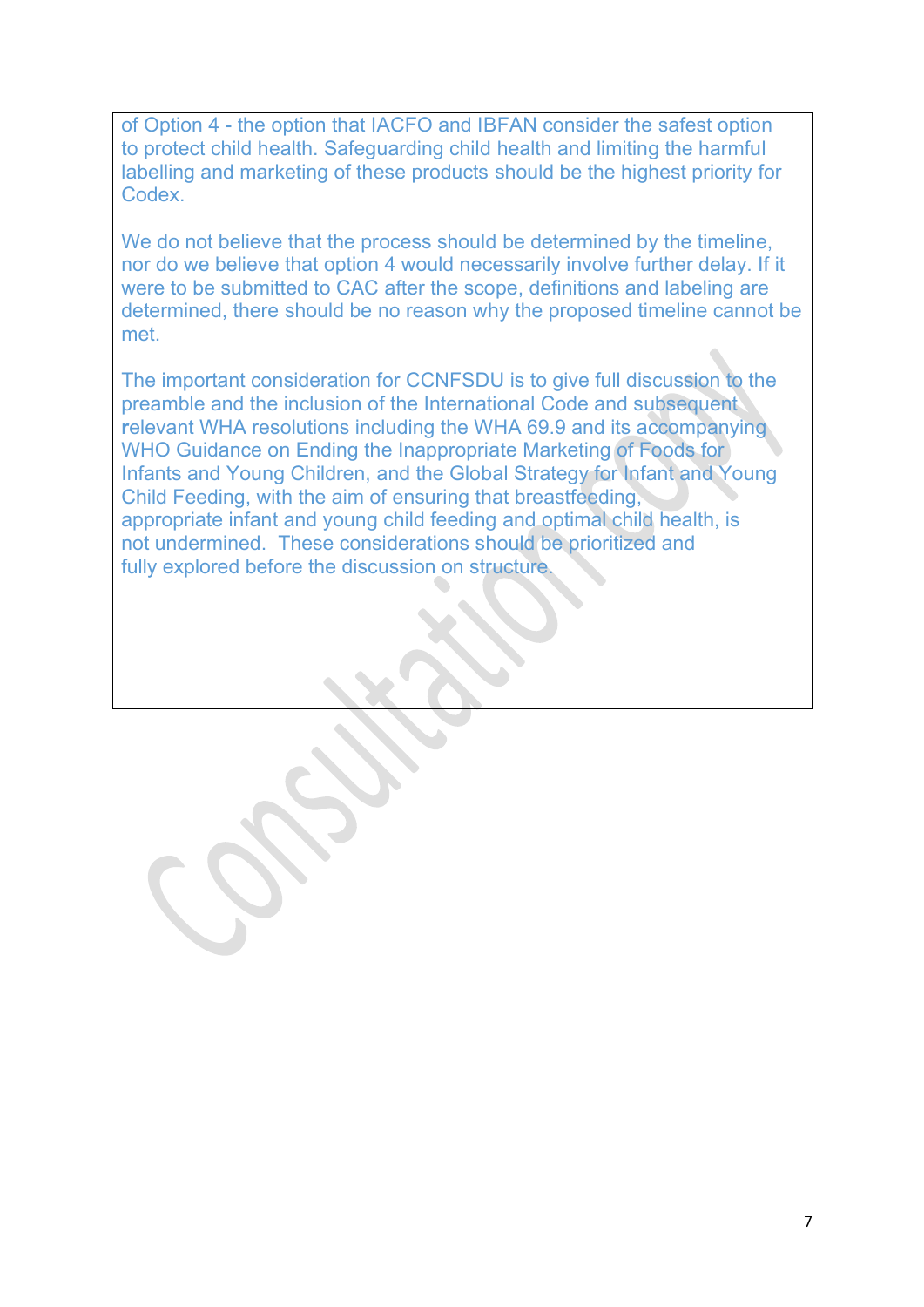of Option 4 - the option that IACFO and IBFAN consider the safest option to protect child health. Safeguarding child health and limiting the harmful labelling and marketing of these products should be the highest priority for Codex.

We do not believe that the process should be determined by the timeline, nor do we believe that option 4 would necessarily involve further delay. If it were to be submitted to CAC after the scope, definitions and labeling are determined, there should be no reason why the proposed timeline cannot be met.

The important consideration for CCNFSDU is to give full discussion to the preamble and the inclusion of the International Code and subsequent relevant WHA resolutions including the WHA 69.9 and its accompanying WHO Guidance on Ending the Inappropriate Marketing of Foods for Infants and Young Children, and the Global Strategy for Infant and Young Child Feeding, with the aim of ensuring that breastfeeding, appropriate infant and young child feeding and optimal child health, is not undermined. These considerations should be prioritized and fully explored before the discussion on structure.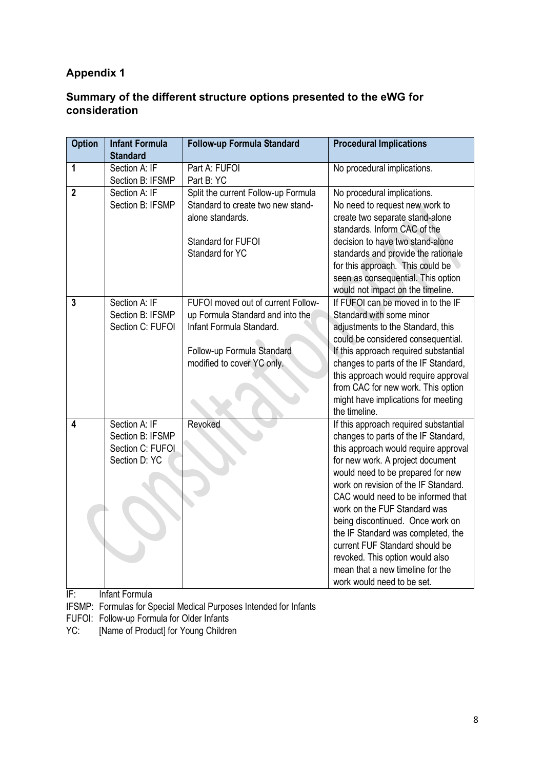## Appendix 1

## Summary of the different structure options presented to the eWG for consideration

| Option | Infant Formula Standard | Follow-up Formula Standard | Procedural Implications |
|---|---|---|---|
| 1 | Section A: IF<br>Section B: IFSMP | Part A: FUFOI<br>Part B: YC | No procedural implications. |
| 2 | Section A: IF<br>Section B: IFSMP | Split the current Follow-up Formula Standard to create two new stand-alone standards.<br><br>Standard for FUFOI<br>Standard for YC | No procedural implications.<br>No need to request new work to create two separate stand-alone standards. Inform CAC of the decision to have two stand-alone standards and provide the rationale for this approach. This could be seen as consequential. This option would not impact on the timeline. |
| 3 | Section A: IF<br>Section B: IFSMP<br>Section C: FUFOI | FUFOI moved out of current Follow-up Formula Standard and into the Infant Formula Standard.<br><br>Follow-up Formula Standard modified to cover YC only. | If FUFOI can be moved in to the IF Standard with some minor adjustments to the Standard, this could be considered consequential. If this approach required substantial changes to parts of the IF Standard, this approach would require approval from CAC for new work. This option might have implications for meeting the timeline. |
| 4 | Section A: IF<br>Section B: IFSMP<br>Section C: FUFOI<br>Section D: YC | Revoked | If this approach required substantial changes to parts of the IF Standard, this approach would require approval for new work. A project document would need to be prepared for new work on revision of the IF Standard. CAC would need to be informed that work on the FUF Standard was being discontinued. Once work on the IF Standard was completed, the current FUF Standard should be revoked. This option would also mean that a new timeline for the work would need to be set. |

IF: Infant Formula

IFSMP: Formulas for Special Medical Purposes Intended for Infants

FUFOI: Follow-up Formula for Older Infants

YC: [Name of Product] for Young Children